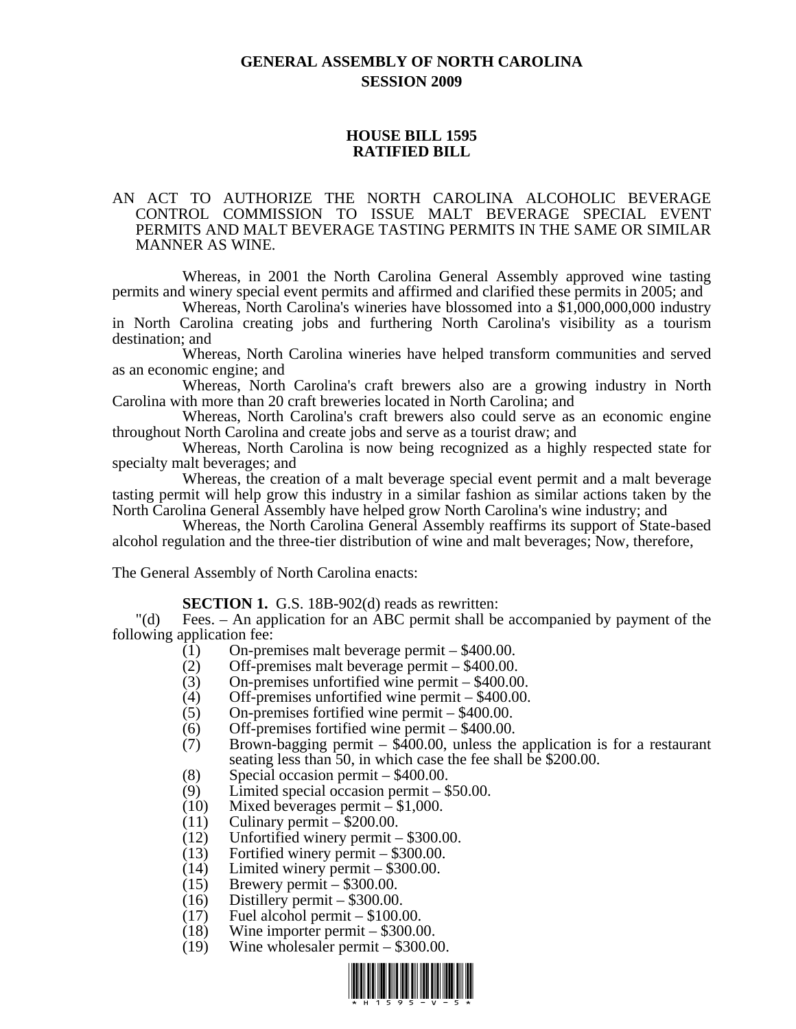# GENERAL ASSEMBLY OF NORTH CAROLINA
## SESSION 2009

## HOUSE BILL 1595
## RATIFIED BILL

AN ACT TO AUTHORIZE THE NORTH CAROLINA ALCOHOLIC BEVERAGE CONTROL COMMISSION TO ISSUE MALT BEVERAGE SPECIAL EVENT PERMITS AND MALT BEVERAGE TASTING PERMITS IN THE SAME OR SIMILAR MANNER AS WINE.

Whereas, in 2001 the North Carolina General Assembly approved wine tasting permits and winery special event permits and affirmed and clarified these permits in 2005; and

Whereas, North Carolina's wineries have blossomed into a $1,000,000,000 industry in North Carolina creating jobs and furthering North Carolina's visibility as a tourism destination; and

Whereas, North Carolina wineries have helped transform communities and served as an economic engine; and

Whereas, North Carolina's craft brewers also are a growing industry in North Carolina with more than 20 craft breweries located in North Carolina; and

Whereas, North Carolina's craft brewers also could serve as an economic engine throughout North Carolina and create jobs and serve as a tourist draw; and

Whereas, North Carolina is now being recognized as a highly respected state for specialty malt beverages; and

Whereas, the creation of a malt beverage special event permit and a malt beverage tasting permit will help grow this industry in a similar fashion as similar actions taken by the North Carolina General Assembly have helped grow North Carolina's wine industry; and

Whereas, the North Carolina General Assembly reaffirms its support of State-based alcohol regulation and the three-tier distribution of wine and malt beverages; Now, therefore,

The General Assembly of North Carolina enacts:

**SECTION 1.** G.S. 18B-902(d) reads as rewritten:

"(d) Fees. – An application for an ABC permit shall be accompanied by payment of the following application fee:

(1) On-premises malt beverage permit – $400.00.
(2) Off-premises malt beverage permit – $400.00.
(3) On-premises unfortified wine permit – $400.00.
(4) Off-premises unfortified wine permit – $400.00.
(5) On-premises fortified wine permit – $400.00.
(6) Off-premises fortified wine permit – $400.00.
(7) Brown-bagging permit – $400.00, unless the application is for a restaurant seating less than 50, in which case the fee shall be $200.00.
(8) Special occasion permit – $400.00.
(9) Limited special occasion permit – $50.00.
(10) Mixed beverages permit – $1,000.
(11) Culinary permit – $200.00.
(12) Unfortified winery permit – $300.00.
(13) Fortified winery permit – $300.00.
(14) Limited winery permit – $300.00.
(15) Brewery permit – $300.00.
(16) Distillery permit – $300.00.
(17) Fuel alcohol permit – $100.00.
(18) Wine importer permit – $300.00.
(19) Wine wholesaler permit – $300.00.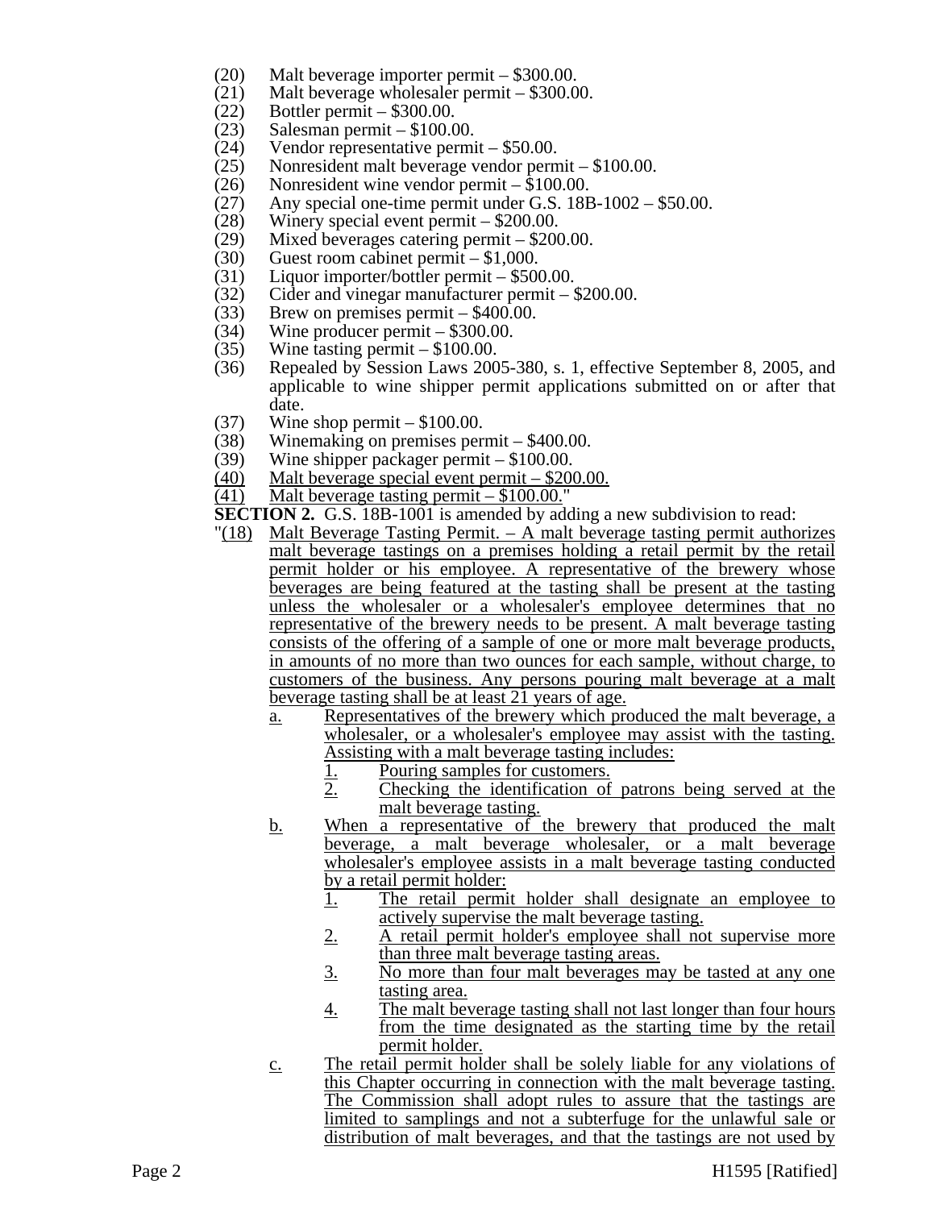(20) Malt beverage importer permit – $300.00.
(21) Malt beverage wholesaler permit – $300.00.
(22) Bottler permit – $300.00.
(23) Salesman permit – $100.00.
(24) Vendor representative permit – $50.00.
(25) Nonresident malt beverage vendor permit – $100.00.
(26) Nonresident wine vendor permit – $100.00.
(27) Any special one-time permit under G.S. 18B-1002 – $50.00.
(28) Winery special event permit – $200.00.
(29) Mixed beverages catering permit – $200.00.
(30) Guest room cabinet permit – $1,000.
(31) Liquor importer/bottler permit – $500.00.
(32) Cider and vinegar manufacturer permit – $200.00.
(33) Brew on premises permit – $400.00.
(34) Wine producer permit – $300.00.
(35) Wine tasting permit – $100.00.
(36) Repealed by Session Laws 2005-380, s. 1, effective September 8, 2005, and applicable to wine shipper permit applications submitted on or after that date.
(37) Wine shop permit – $100.00.
(38) Winemaking on premises permit – $400.00.
(39) Wine shipper packager permit – $100.00.
(40) Malt beverage special event permit – $200.00.
(41) Malt beverage tasting permit – $100.00."

**SECTION 2.** G.S. 18B-1001 is amended by adding a new subdivision to read:

"(18) Malt Beverage Tasting Permit. – A malt beverage tasting permit authorizes malt beverage tastings on a premises holding a retail permit by the retail permit holder or his employee. A representative of the brewery whose beverages are being featured at the tasting shall be present at the tasting unless the wholesaler or a wholesaler's employee determines that no representative of the brewery needs to be present. A malt beverage tasting consists of the offering of a sample of one or more malt beverage products, in amounts of no more than two ounces for each sample, without charge, to customers of the business. Any persons pouring malt beverage at a malt beverage tasting shall be at least 21 years of age.

a. Representatives of the brewery which produced the malt beverage, a wholesaler, or a wholesaler's employee may assist with the tasting. Assisting with a malt beverage tasting includes:
   1. Pouring samples for customers.
   2. Checking the identification of patrons being served at the malt beverage tasting.

b. When a representative of the brewery that produced the malt beverage, a malt beverage wholesaler, or a malt beverage wholesaler's employee assists in a malt beverage tasting conducted by a retail permit holder:
   1. The retail permit holder shall designate an employee to actively supervise the malt beverage tasting.
   2. A retail permit holder's employee shall not supervise more than three malt beverage tasting areas.
   3. No more than four malt beverages may be tasted at any one tasting area.
   4. The malt beverage tasting shall not last longer than four hours from the time designated as the starting time by the retail permit holder.

c. The retail permit holder shall be solely liable for any violations of this Chapter occurring in connection with the malt beverage tasting. The Commission shall adopt rules to assure that the tastings are limited to samplings and not a subterfuge for the unlawful sale or distribution of malt beverages, and that the tastings are not used by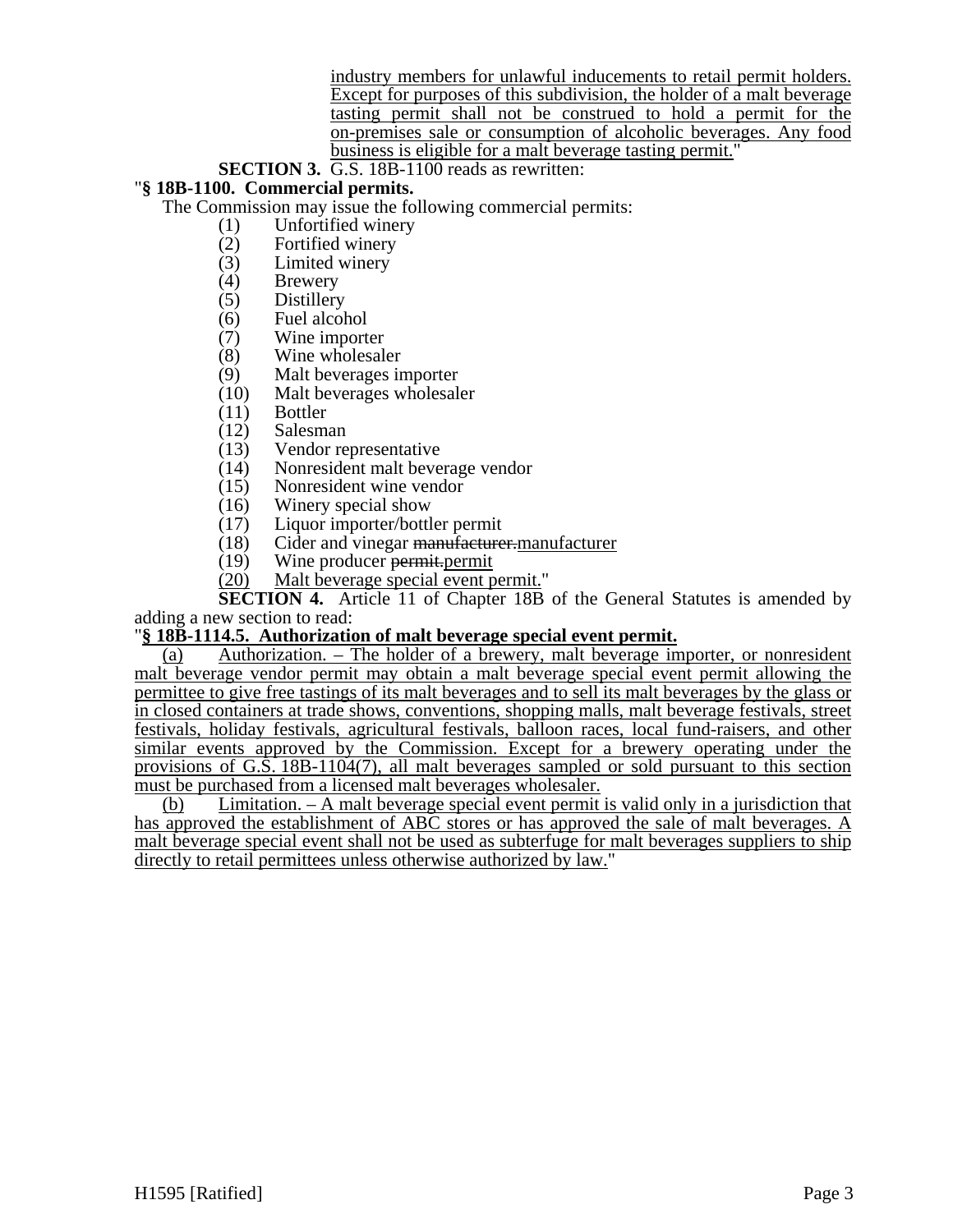industry members for unlawful inducements to retail permit holders. Except for purposes of this subdivision, the holder of a malt beverage tasting permit shall not be construed to hold a permit for the on-premises sale or consumption of alcoholic beverages. Any food business is eligible for a malt beverage tasting permit."

**SECTION 3.** G.S. 18B-1100 reads as rewritten:

"**§ 18B-1100. Commercial permits.**

The Commission may issue the following commercial permits:

(1) Unfortified winery
(2) Fortified winery
(3) Limited winery
(4) Brewery
(5) Distillery
(6) Fuel alcohol
(7) Wine importer
(8) Wine wholesaler
(9) Malt beverages importer
(10) Malt beverages wholesaler
(11) Bottler
(12) Salesman
(13) Vendor representative
(14) Nonresident malt beverage vendor
(15) Nonresident wine vendor
(16) Winery special show
(17) Liquor importer/bottler permit
(18) Cider and vinegar ~~manufacturer.~~manufacturer
(19) Wine producer ~~permit.~~permit
(20) Malt beverage special event permit."

**SECTION 4.** Article 11 of Chapter 18B of the General Statutes is amended by adding a new section to read:

"**§ 18B-1114.5. Authorization of malt beverage special event permit.**

(a) Authorization. – The holder of a brewery, malt beverage importer, or nonresident malt beverage vendor permit may obtain a malt beverage special event permit allowing the permittee to give free tastings of its malt beverages and to sell its malt beverages by the glass or in closed containers at trade shows, conventions, shopping malls, malt beverage festivals, street festivals, holiday festivals, agricultural festivals, balloon races, local fund-raisers, and other similar events approved by the Commission. Except for a brewery operating under the provisions of G.S. 18B-1104(7), all malt beverages sampled or sold pursuant to this section must be purchased from a licensed malt beverages wholesaler.

(b) Limitation. – A malt beverage special event permit is valid only in a jurisdiction that has approved the establishment of ABC stores or has approved the sale of malt beverages. A malt beverage special event shall not be used as subterfuge for malt beverages suppliers to ship directly to retail permittees unless otherwise authorized by law."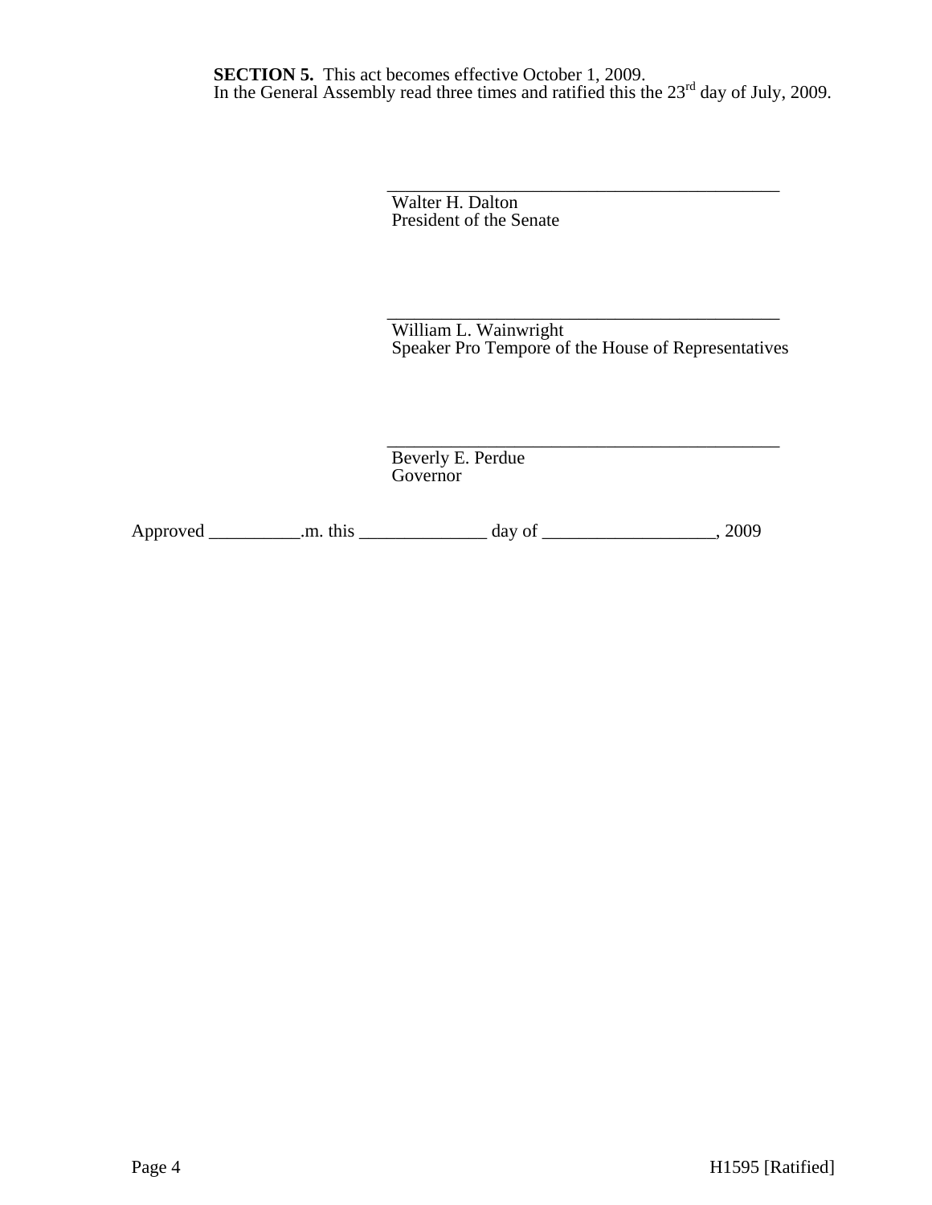**SECTION 5.** This act becomes effective October 1, 2009.
In the General Assembly read three times and ratified this the 23rd day of July, 2009.

\_\_\_\_\_\_\_\_\_\_\_\_\_\_\_\_\_\_\_\_\_\_\_\_\_\_\_\_\_\_\_\_\_\_\_\_\_\_\_\_\_\_\_\_
Walter H. Dalton
President of the Senate

\_\_\_\_\_\_\_\_\_\_\_\_\_\_\_\_\_\_\_\_\_\_\_\_\_\_\_\_\_\_\_\_\_\_\_\_\_\_\_\_\_\_\_\_
William L. Wainwright
Speaker Pro Tempore of the House of Representatives

\_\_\_\_\_\_\_\_\_\_\_\_\_\_\_\_\_\_\_\_\_\_\_\_\_\_\_\_\_\_\_\_\_\_\_\_\_\_\_\_\_\_\_\_
Beverly E. Perdue
Governor

Approved \_\_\_\_\_\_\_\_\_\_.m. this \_\_\_\_\_\_\_\_\_\_\_\_\_\_ day of \_\_\_\_\_\_\_\_\_\_\_\_\_\_\_\_\_\_\_, 2009